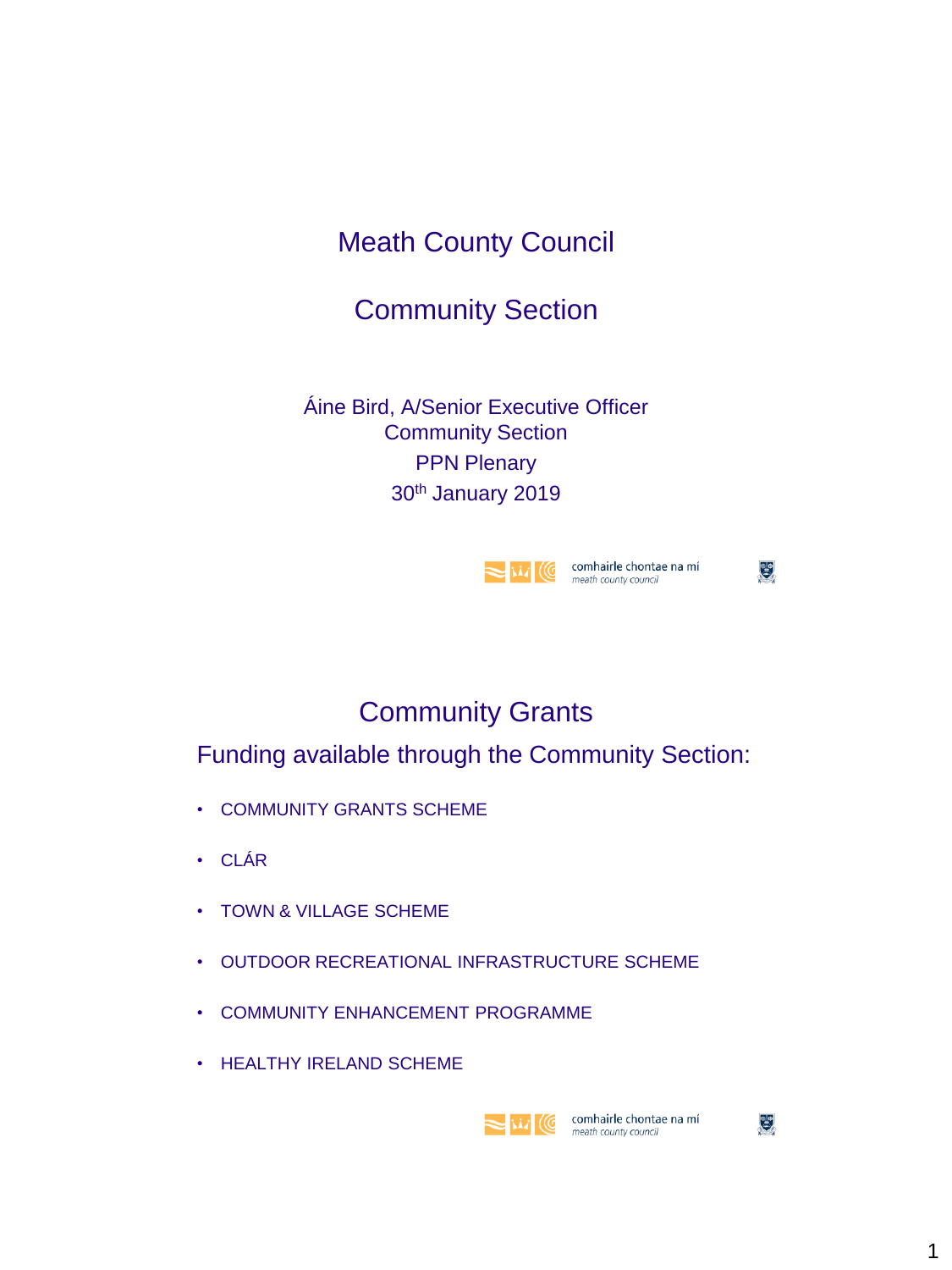# Meath County Council

## Community Section

Áine Bird, A/Senior Executive Officer
Community Section
PPN Plenary
30th January 2019

comhairle chontae na mí
*meath county council*

## Community Grants

### Funding available through the Community Section:

- COMMUNITY GRANTS SCHEME
- CLÁR
- TOWN & VILLAGE SCHEME
- OUTDOOR RECREATIONAL INFRASTRUCTURE SCHEME
- COMMUNITY ENHANCEMENT PROGRAMME
- HEALTHY IRELAND SCHEME

comhairle chontae na mí
*meath county council*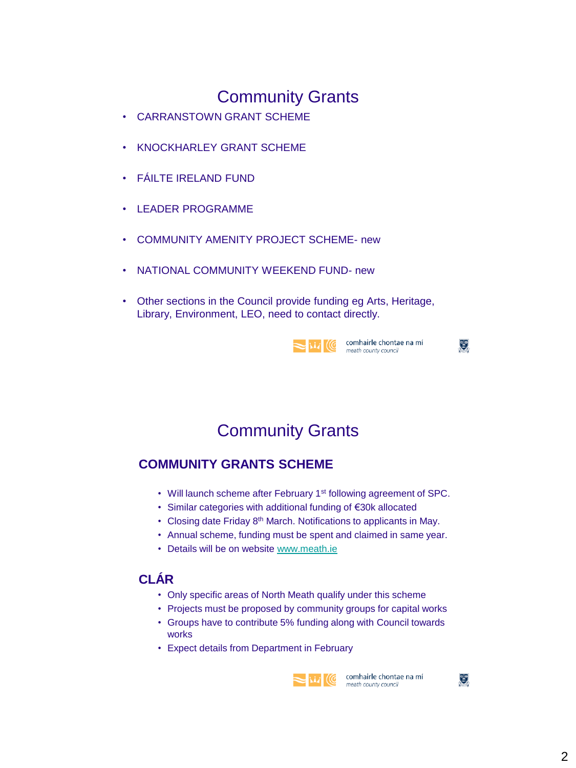# Community Grants

- CARRANSTOWN GRANT SCHEME
- KNOCKHARLEY GRANT SCHEME
- FÁILTE IRELAND FUND
- LEADER PROGRAMME
- COMMUNITY AMENITY PROJECT SCHEME- new
- NATIONAL COMMUNITY WEEKEND FUND- new
- Other sections in the Council provide funding eg Arts, Heritage, Library, Environment, LEO, need to contact directly.

comhairle chontae na mí
*meath county council*

# Community Grants

## COMMUNITY GRANTS SCHEME

- Will launch scheme after February 1st following agreement of SPC.
- Similar categories with additional funding of €30k allocated
- Closing date Friday 8th March. Notifications to applicants in May.
- Annual scheme, funding must be spent and claimed in same year.
- Details will be on website www.meath.ie

## CLÁR

- Only specific areas of North Meath qualify under this scheme
- Projects must be proposed by community groups for capital works
- Groups have to contribute 5% funding along with Council towards works
- Expect details from Department in February

comhairle chontae na mí
*meath county council*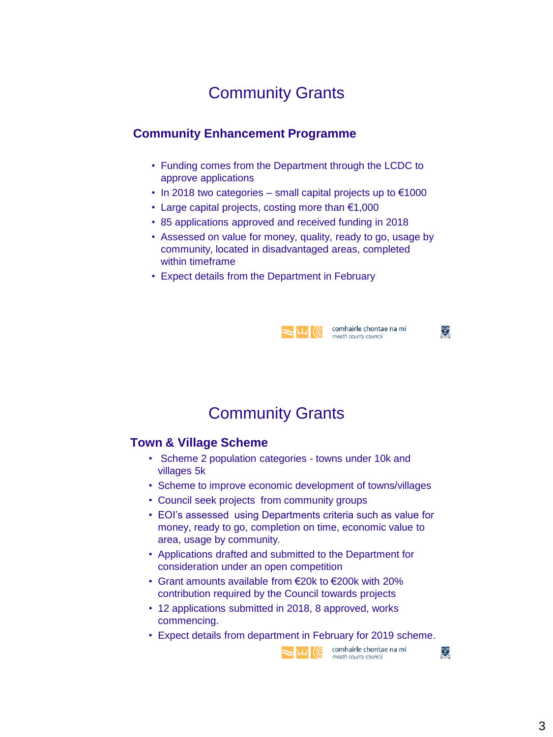# Community Grants

## Community Enhancement Programme

- Funding comes from the Department through the LCDC to approve applications
- In 2018 two categories – small capital projects up to €1000
- Large capital projects, costing more than €1,000
- 85 applications approved and received funding in 2018
- Assessed on value for money, quality, ready to go, usage by community, located in disadvantaged areas, completed within timeframe
- Expect details from the Department in February

comhairle chontae na mí
*meath county council*

# Community Grants

## Town & Village Scheme

- Scheme 2 population categories - towns under 10k and villages 5k
- Scheme to improve economic development of towns/villages
- Council seek projects from community groups
- EOI's assessed using Departments criteria such as value for money, ready to go, completion on time, economic value to area, usage by community.
- Applications drafted and submitted to the Department for consideration under an open competition
- Grant amounts available from €20k to €200k with 20% contribution required by the Council towards projects
- 12 applications submitted in 2018, 8 approved, works commencing.
- Expect details from department in February for 2019 scheme.

comhairle chontae na mí
*meath county council*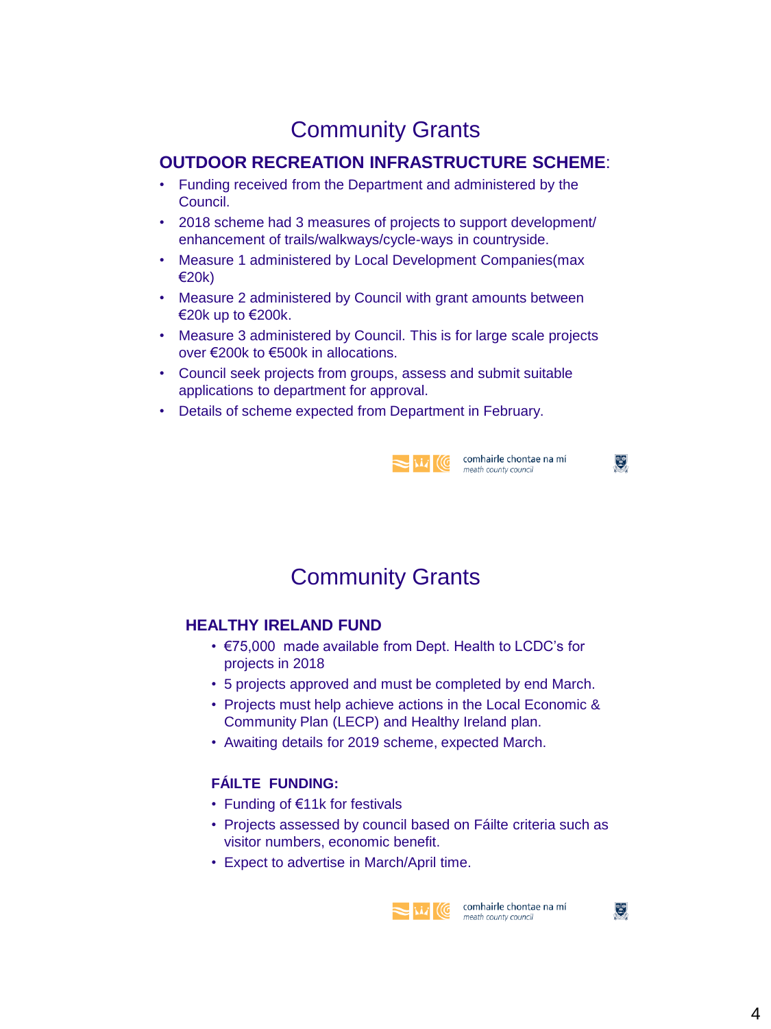# Community Grants

## OUTDOOR RECREATION INFRASTRUCTURE SCHEME:

- Funding received from the Department and administered by the Council.
- 2018 scheme had 3 measures of projects to support development/ enhancement of trails/walkways/cycle-ways in countryside.
- Measure 1 administered by Local Development Companies(max €20k)
- Measure 2 administered by Council with grant amounts between €20k up to €200k.
- Measure 3 administered by Council. This is for large scale projects over €200k to €500k in allocations.
- Council seek projects from groups, assess and submit suitable applications to department for approval.
- Details of scheme expected from Department in February.

comhairle chontae na mí
*meath county council*

# Community Grants

## HEALTHY IRELAND FUND

- €75,000 made available from Dept. Health to LCDC's for projects in 2018
- 5 projects approved and must be completed by end March.
- Projects must help achieve actions in the Local Economic & Community Plan (LECP) and Healthy Ireland plan.
- Awaiting details for 2019 scheme, expected March.

## FÁILTE FUNDING:

- Funding of €11k for festivals
- Projects assessed by council based on Fáilte criteria such as visitor numbers, economic benefit.
- Expect to advertise in March/April time.

comhairle chontae na mí
*meath county council*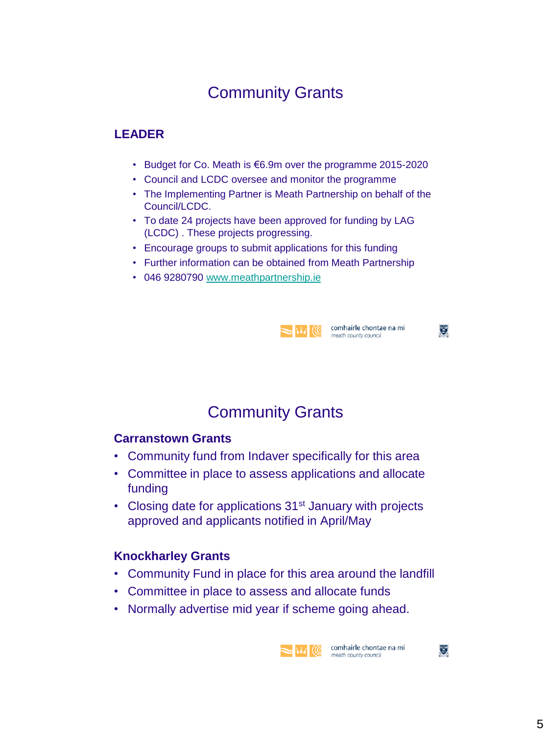# Community Grants

## LEADER

- Budget for Co. Meath is €6.9m over the programme 2015-2020
- Council and LCDC oversee and monitor the programme
- The Implementing Partner is Meath Partnership on behalf of the Council/LCDC.
- To date 24 projects have been approved for funding by LAG (LCDC) . These projects progressing.
- Encourage groups to submit applications for this funding
- Further information can be obtained from Meath Partnership
- 046 9280790 www.meathpartnership.ie

comhairle chontae na mí
*meath county council*

# Community Grants

## Carranstown Grants

- Community fund from Indaver specifically for this area
- Committee in place to assess applications and allocate funding
- Closing date for applications 31st January with projects approved and applicants notified in April/May

## Knockharley Grants

- Community Fund in place for this area around the landfill
- Committee in place to assess and allocate funds
- Normally advertise mid year if scheme going ahead.

comhairle chontae na mí
*meath county council*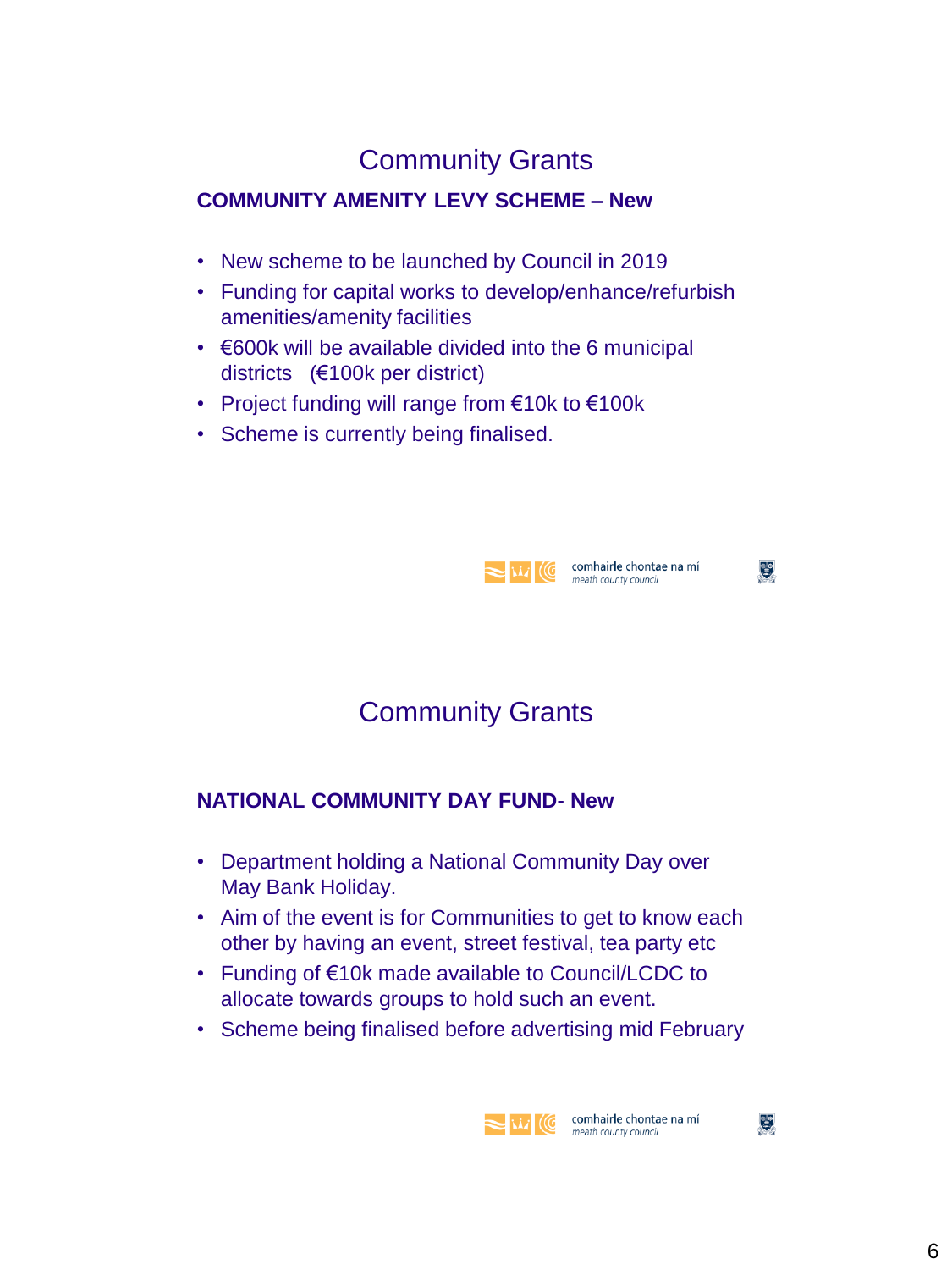## Community Grants

**COMMUNITY AMENITY LEVY SCHEME – New**

- New scheme to be launched by Council in 2019
- Funding for capital works to develop/enhance/refurbish amenities/amenity facilities
- €600k will be available divided into the 6 municipal districts (€100k per district)
- Project funding will range from €10k to €100k
- Scheme is currently being finalised.

comhairle chontae na mí
*meath county council*

## Community Grants

**NATIONAL COMMUNITY DAY FUND- New**

- Department holding a National Community Day over May Bank Holiday.
- Aim of the event is for Communities to get to know each other by having an event, street festival, tea party etc
- Funding of €10k made available to Council/LCDC to allocate towards groups to hold such an event.
- Scheme being finalised before advertising mid February

comhairle chontae na mí
*meath county council*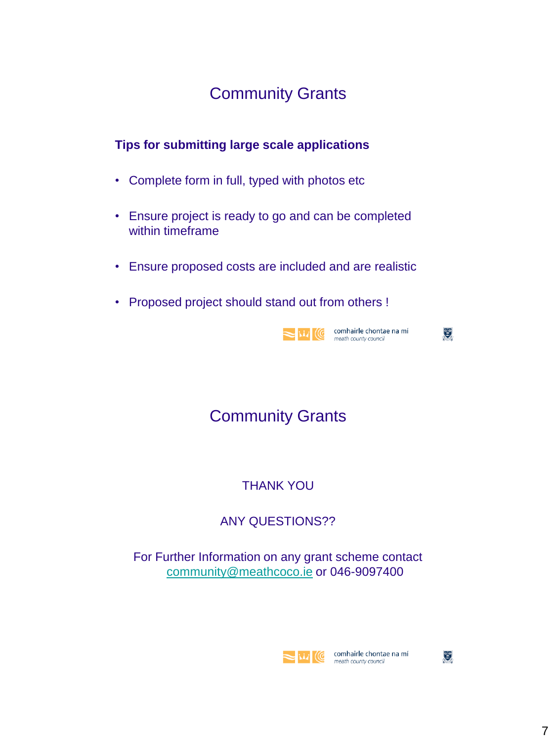# Community Grants

**Tips for submitting large scale applications**

- Complete form in full, typed with photos etc
- Ensure project is ready to go and can be completed within timeframe
- Ensure proposed costs are included and are realistic
- Proposed project should stand out from others !

comhairle chontae na mí
*meath county council*

# Community Grants

THANK YOU

ANY QUESTIONS??

For Further Information on any grant scheme contact community@meathcoco.ie or 046-9097400

comhairle chontae na mí
*meath county council*